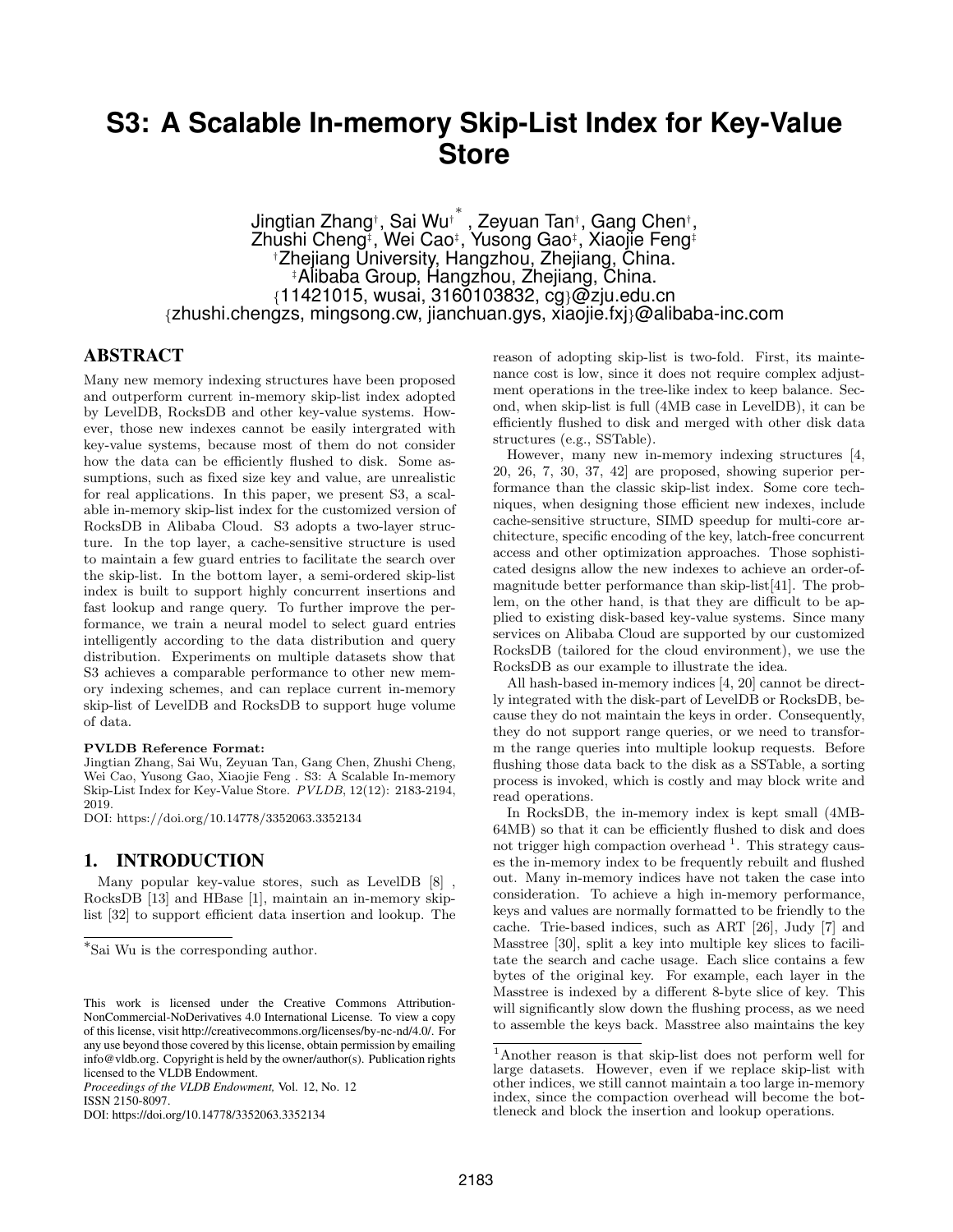# S3: A Scalable In-memory Skip-List Index for Key-Value Store

Jingtian Zhang[†], Sai Wu[†] [*], Zeyuan Tan[†], Gang Chen[†], Zhushi Cheng[‡], Wei Cao[‡], Yusong Gao[‡], Xiaojie Feng[‡]

[†]Zhejiang University, Hangzhou, Zhejiang, China.

[‡]Alibaba Group, Hangzhou, Zhejiang, China.

{11421015, wusai, 3160103832, cg}@zju.edu.cn

{zhushi.chengzs, mingsong.cw, jianchuan.gys, xiaojie.fxj}@alibaba-inc.com

## ABSTRACT

Many new memory indexing structures have been proposed and outperform current in-memory skip-list index adopted by LevelDB, RocksDB and other key-value systems. However, those new indexes cannot be easily intergrated with key-value systems, because most of them do not consider how the data can be efficiently flushed to disk. Some assumptions, such as fixed size key and value, are unrealistic for real applications. In this paper, we present S3, a scalable in-memory skip-list index for the customized version of RocksDB in Alibaba Cloud. S3 adopts a two-layer structure. In the top layer, a cache-sensitive structure is used to maintain a few guard entries to facilitate the search over the skip-list. In the bottom layer, a semi-ordered skip-list index is built to support highly concurrent insertions and fast lookup and range query. To further improve the performance, we train a neural model to select guard entries intelligently according to the data distribution and query distribution. Experiments on multiple datasets show that S3 achieves a comparable performance to other new memory indexing schemes, and can replace current in-memory skip-list of LevelDB and RocksDB to support huge volume of data.

**PVLDB Reference Format:**
Jingtian Zhang, Sai Wu, Zeyuan Tan, Gang Chen, Zhushi Cheng, Wei Cao, Yusong Gao, Xiaojie Feng . S3: A Scalable In-memory Skip-List Index for Key-Value Store. *PVLDB*, 12(12): 2183-2194, 2019.
DOI: https://doi.org/10.14778/3352063.3352134

## 1. INTRODUCTION

Many popular key-value stores, such as LevelDB [8] , RocksDB [13] and HBase [1], maintain an in-memory skip-list [32] to support efficient data insertion and lookup. The reason of adopting skip-list is two-fold. First, its maintenance cost is low, since it does not require complex adjustment operations in the tree-like index to keep balance. Second, when skip-list is full (4MB case in LevelDB), it can be efficiently flushed to disk and merged with other disk data structures (e.g., SSTable).

However, many new in-memory indexing structures [4, 20, 26, 7, 30, 37, 42] are proposed, showing superior performance than the classic skip-list index. Some core techniques, when designing those efficient new indexes, include cache-sensitive structure, SIMD speedup for multi-core architecture, specific encoding of the key, latch-free concurrent access and other optimization approaches. Those sophisticated designs allow the new indexes to achieve an order-of-magnitude better performance than skip-list[41]. The problem, on the other hand, is that they are difficult to be applied to existing disk-based key-value systems. Since many services on Alibaba Cloud are supported by our customized RocksDB (tailored for the cloud environment), we use the RocksDB as our example to illustrate the idea.

All hash-based in-memory indices [4, 20] cannot be directly integrated with the disk-part of LevelDB or RocksDB, because they do not maintain the keys in order. Consequently, they do not support range queries, or we need to transform the range queries into multiple lookup requests. Before flushing those data back to the disk as a SSTable, a sorting process is invoked, which is costly and may block write and read operations.

In RocksDB, the in-memory index is kept small (4MB-64MB) so that it can be efficiently flushed to disk and does not trigger high compaction overhead [1]. This strategy causes the in-memory index to be frequently rebuilt and flushed out. Many in-memory indices have not taken the case into consideration. To achieve a high in-memory performance, keys and values are normally formatted to be friendly to the cache. Trie-based indices, such as ART [26], Judy [7] and Masstree [30], split a key into multiple key slices to facilitate the search and cache usage. Each slice contains a few bytes of the original key. For example, each layer in the Masstree is indexed by a different 8-byte slice of key. This will significantly slow down the flushing process, as we need to assemble the keys back. Masstree also maintains the key

[*]Sai Wu is the corresponding author.

This work is licensed under the Creative Commons Attribution-NonCommercial-NoDerivatives 4.0 International License. To view a copy of this license, visit http://creativecommons.org/licenses/by-nc-nd/4.0/. For any use beyond those covered by this license, obtain permission by emailing info@vldb.org. Copyright is held by the owner/author(s). Publication rights licensed to the VLDB Endowment.
*Proceedings of the VLDB Endowment,* Vol. 12, No. 12
ISSN 2150-8097.
DOI: https://doi.org/10.14778/3352063.3352134

[1]Another reason is that skip-list does not perform well for large datasets. However, even if we replace skip-list with other indices, we still cannot maintain a too large in-memory index, since the compaction overhead will become the bottleneck and block the insertion and lookup operations.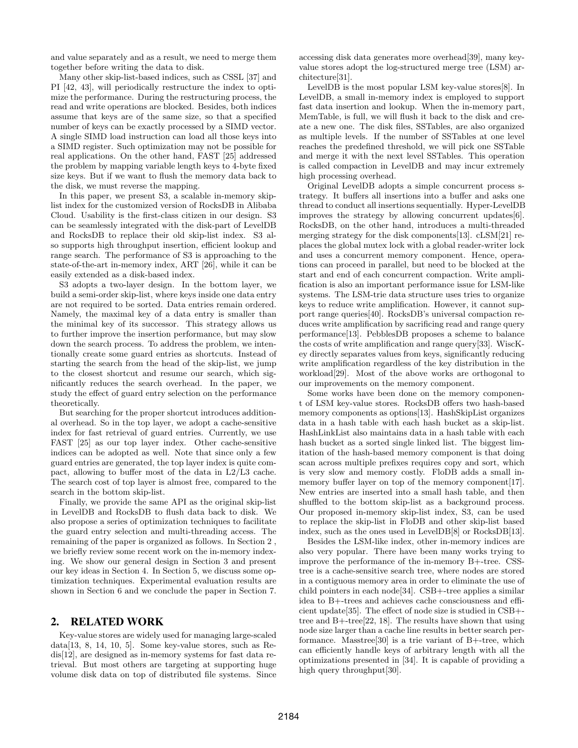and value separately and as a result, we need to merge them together before writing the data to disk.

Many other skip-list-based indices, such as CSSL [37] and PI [42, 43], will periodically restructure the index to optimize the performance. During the restructuring process, the read and write operations are blocked. Besides, both indices assume that keys are of the same size, so that a specified number of keys can be exactly processed by a SIMD vector. A single SIMD load instruction can load all those keys into a SIMD register. Such optimization may not be possible for real applications. On the other hand, FAST [25] addressed the problem by mapping variable length keys to 4-byte fixed size keys. But if we want to flush the memory data back to the disk, we must reverse the mapping.

In this paper, we present S3, a scalable in-memory skip-list index for the customized version of RocksDB in Alibaba Cloud. Usability is the first-class citizen in our design. S3 can be seamlessly integrated with the disk-part of LevelDB and RocksDB to replace their old skip-list index. S3 also supports high throughput insertion, efficient lookup and range search. The performance of S3 is approaching to the state-of-the-art in-memory index, ART [26], while it can be easily extended as a disk-based index.

S3 adopts a two-layer design. In the bottom layer, we build a semi-order skip-list, where keys inside one data entry are not required to be sorted. Data entries remain ordered. Namely, the maximal key of a data entry is smaller than the minimal key of its successor. This strategy allows us to further improve the insertion performance, but may slow down the search process. To address the problem, we intentionally create some guard entries as shortcuts. Instead of starting the search from the head of the skip-list, we jump to the closest shortcut and resume our search, which significantly reduces the search overhead. In the paper, we study the effect of guard entry selection on the performance theoretically.

But searching for the proper shortcut introduces additional overhead. So in the top layer, we adopt a cache-sensitive index for fast retrieval of guard entries. Currently, we use FAST [25] as our top layer index. Other cache-sensitive indices can be adopted as well. Note that since only a few guard entries are generated, the top layer index is quite compact, allowing to buffer most of the data in L2/L3 cache. The search cost of top layer is almost free, compared to the search in the bottom skip-list.

Finally, we provide the same API as the original skip-list in LevelDB and RocksDB to flush data back to disk. We also propose a series of optimization techniques to facilitate the guard entry selection and multi-threading access. The remaining of the paper is organized as follows. In Section 2 , we briefly review some recent work on the in-memory indexing. We show our general design in Section 3 and present our key ideas in Section 4. In Section 5, we discuss some optimization techniques. Experimental evaluation results are shown in Section 6 and we conclude the paper in Section 7.

## 2. RELATED WORK

Key-value stores are widely used for managing large-scaled data[13, 8, 14, 10, 5]. Some key-value stores, such as Redis[12], are designed as in-memory systems for fast data retrieval. But most others are targeting at supporting huge volume disk data on top of distributed file systems. Since accessing disk data generates more overhead[39], many key-value stores adopt the log-structured merge tree (LSM) architecture[31].

LevelDB is the most popular LSM key-value stores[8]. In LevelDB, a small in-memory index is employed to support fast data insertion and lookup. When the in-memory part, MemTable, is full, we will flush it back to the disk and create a new one. The disk files, SSTables, are also organized as multiple levels. If the number of SSTables at one level reaches the predefined threshold, we will pick one SSTable and merge it with the next level SSTables. This operation is called compaction in LevelDB and may incur extremely high processing overhead.

Original LevelDB adopts a simple concurrent process strategy. It buffers all insertions into a buffer and asks one thread to conduct all insertions sequentially. Hyper-LevelDB improves the strategy by allowing concurrent updates[6]. RocksDB, on the other hand, introduces a multi-threaded merging strategy for the disk components[13]. cLSM[21] replaces the global mutex lock with a global reader-writer lock and uses a concurrent memory component. Hence, operations can proceed in parallel, but need to be blocked at the start and end of each concurrent compaction. Write amplification is also an important performance issue for LSM-like systems. The LSM-trie data structure uses tries to organize keys to reduce write amplification. However, it cannot support range queries[40]. RocksDB's universal compaction reduces write amplification by sacrificing read and range query performance[13]. PebblesDB proposes a scheme to balance the costs of write amplification and range query[33]. WiscKey directly separates values from keys, significantly reducing write amplification regardless of the key distribution in the workload[29]. Most of the above works are orthogonal to our improvements on the memory component.

Some works have been done on the memory component of LSM key-value stores. RocksDB offers two hash-based memory components as options[13]. HashSkipList organizes data in a hash table with each hash bucket as a skip-list. HashLinkList also maintains data in a hash table with each hash bucket as a sorted single linked list. The biggest limitation of the hash-based memory component is that doing scan across multiple prefixes requires copy and sort, which is very slow and memory costly. FloDB adds a small in-memory buffer layer on top of the memory component[17]. New entries are inserted into a small hash table, and then shuffled to the bottom skip-list as a background process. Our proposed in-memory skip-list index, S3, can be used to replace the skip-list in FloDB and other skip-list based index, such as the ones used in LevelDB[8] or RocksDB[13].

Besides the LSM-like index, other in-memory indices are also very popular. There have been many works trying to improve the performance of the in-memory B+-tree. CSS-tree is a cache-sensitive search tree, where nodes are stored in a contiguous memory area in order to eliminate the use of child pointers in each node[34]. CSB+-tree applies a similar idea to B+-trees and achieves cache consciousness and efficient update[35]. The effect of node size is studied in CSB+-tree and B+-tree[22, 18]. The results have shown that using node size larger than a cache line results in better search performance. Masstree[30] is a trie variant of B+-tree, which can efficiently handle keys of arbitrary length with all the optimizations presented in [34]. It is capable of providing a high query throughput[30].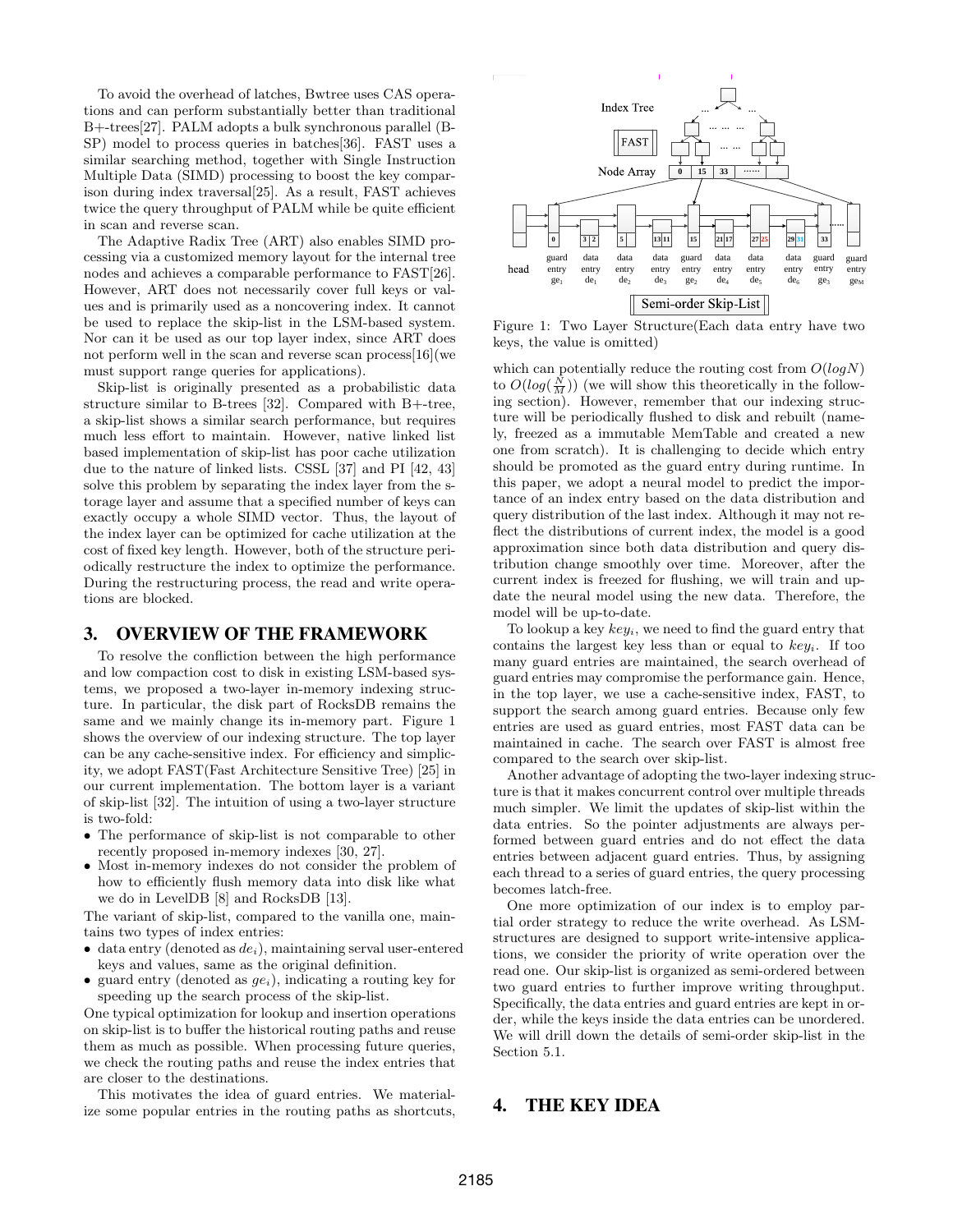To avoid the overhead of latches, Bwtree uses CAS operations and can perform substantially better than traditional B+-trees[27]. PALM adopts a bulk synchronous parallel (BSP) model to process queries in batches[36]. FAST uses a similar searching method, together with Single Instruction Multiple Data (SIMD) processing to boost the key comparison during index traversal[25]. As a result, FAST achieves twice the query throughput of PALM while be quite efficient in scan and reverse scan.

The Adaptive Radix Tree (ART) also enables SIMD processing via a customized memory layout for the internal tree nodes and achieves a comparable performance to FAST[26]. However, ART does not necessarily cover full keys or values and is primarily used as a noncovering index. It cannot be used to replace the skip-list in the LSM-based system. Nor can it be used as our top layer index, since ART does not perform well in the scan and reverse scan process[16](we must support range queries for applications).

Skip-list is originally presented as a probabilistic data structure similar to B-trees [32]. Compared with B+-tree, a skip-list shows a similar search performance, but requires much less effort to maintain. However, native linked list based implementation of skip-list has poor cache utilization due to the nature of linked lists. CSSL [37] and PI [42, 43] solve this problem by separating the index layer from the storage layer and assume that a specified number of keys can exactly occupy a whole SIMD vector. Thus, the layout of the index layer can be optimized for cache utilization at the cost of fixed key length. However, both of the structure periodically restructure the index to optimize the performance. During the restructuring process, the read and write operations are blocked.

## 3. OVERVIEW OF THE FRAMEWORK

To resolve the confliction between the high performance and low compaction cost to disk in existing LSM-based systems, we proposed a two-layer in-memory indexing structure. In particular, the disk part of RocksDB remains the same and we mainly change its in-memory part. Figure 1 shows the overview of our indexing structure. The top layer can be any cache-sensitive index. For efficiency and simplicity, we adopt FAST(Fast Architecture Sensitive Tree) [25] in our current implementation. The bottom layer is a variant of skip-list [32]. The intuition of using a two-layer structure is two-fold:

- The performance of skip-list is not comparable to other recently proposed in-memory indexes [30, 27].
- Most in-memory indexes do not consider the problem of how to efficiently flush memory data into disk like what we do in LevelDB [8] and RocksDB [13].

The variant of skip-list, compared to the vanilla one, maintains two types of index entries:

- data entry (denoted as $de_i$), maintaining serval user-entered keys and values, same as the original definition.
- guard entry (denoted as $ge_i$), indicating a routing key for speeding up the search process of the skip-list.

One typical optimization for lookup and insertion operations on skip-list is to buffer the historical routing paths and reuse them as much as possible. When processing future queries, we check the routing paths and reuse the index entries that are closer to the destinations.

This motivates the idea of guard entries. We materialize some popular entries in the routing paths as shortcuts, which can potentially reduce the routing cost from $O(logN)$ to $O(log(\frac{N}{M}))$ (we will show this theoretically in the following section). However, remember that our indexing structure will be periodically flushed to disk and rebuilt (namely, freezed as a immutable MemTable and created a new one from scratch). It is challenging to decide which entry should be promoted as the guard entry during runtime. In this paper, we adopt a neural model to predict the importance of an index entry based on the data distribution and query distribution of the last index. Although it may not reflect the distributions of current index, the model is a good approximation since both data distribution and query distribution change smoothly over time. Moreover, after the current index is freezed for flushing, we will train and update the neural model using the new data. Therefore, the model will be up-to-date.

Figure 1: Two Layer Structure(Each data entry have two keys, the value is omitted)

To lookup a key $key_i$, we need to find the guard entry that contains the largest key less than or equal to $key_i$. If too many guard entries are maintained, the search overhead of guard entries may compromise the performance gain. Hence, in the top layer, we use a cache-sensitive index, FAST, to support the search among guard entries. Because only few entries are used as guard entries, most FAST data can be maintained in cache. The search over FAST is almost free compared to the search over skip-list.

Another advantage of adopting the two-layer indexing structure is that it makes concurrent control over multiple threads much simpler. We limit the updates of skip-list within the data entries. So the pointer adjustments are always performed between guard entries and do not effect the data entries between adjacent guard entries. Thus, by assigning each thread to a series of guard entries, the query processing becomes latch-free.

One more optimization of our index is to employ partial order strategy to reduce the write overhead. As LSM-structures are designed to support write-intensive applications, we consider the priority of write operation over the read one. Our skip-list is organized as semi-ordered between two guard entries to further improve writing throughput. Specifically, the data entries and guard entries are kept in order, while the keys inside the data entries can be unordered. We will drill down the details of semi-order skip-list in the Section 5.1.

## 4. THE KEY IDEA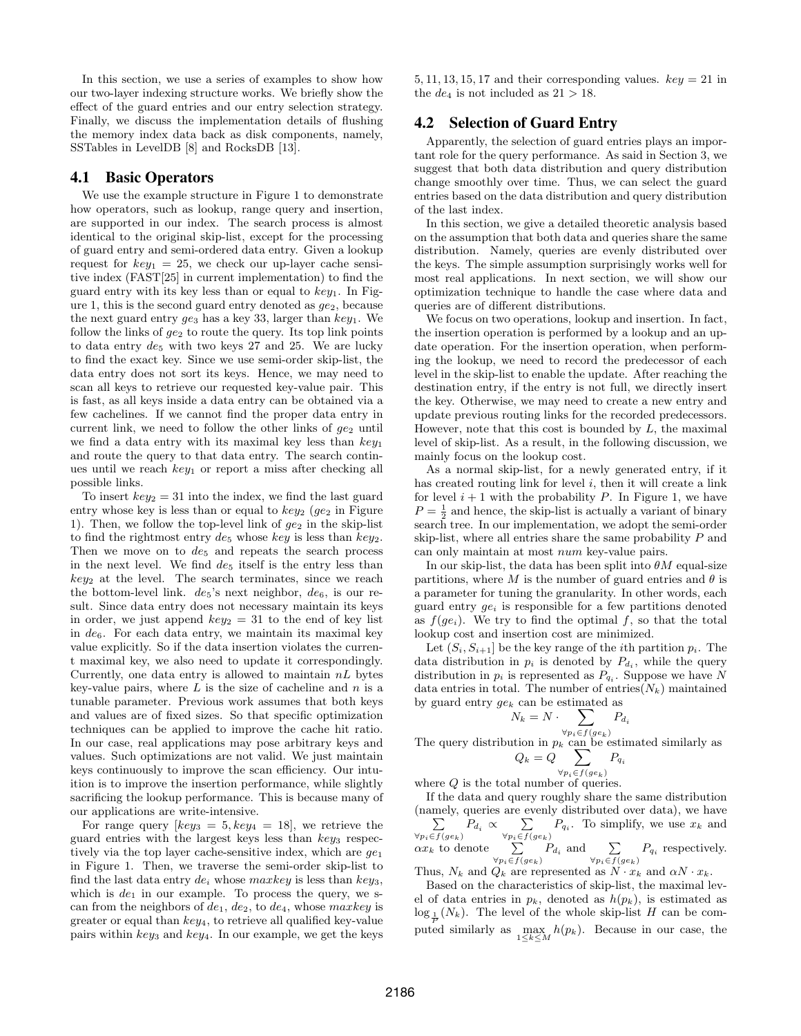In this section, we use a series of examples to show how our two-layer indexing structure works. We briefly show the effect of the guard entries and our entry selection strategy. Finally, we discuss the implementation details of flushing the memory index data back as disk components, namely, SSTables in LevelDB [8] and RocksDB [13].

## 4.1 Basic Operators

We use the example structure in Figure 1 to demonstrate how operators, such as lookup, range query and insertion, are supported in our index. The search process is almost identical to the original skip-list, except for the processing of guard entry and semi-ordered data entry. Given a lookup request for $key_1 = 25$, we check our up-layer cache sensitive index (FAST[25] in current implementation) to find the guard entry with its key less than or equal to $key_1$. In Figure 1, this is the second guard entry denoted as $ge_2$, because the next guard entry $ge_3$ has a key 33, larger than $key_1$. We follow the links of $ge_2$ to route the query. Its top link points to data entry $de_5$ with two keys 27 and 25. We are lucky to find the exact key. Since we use semi-order skip-list, the data entry does not sort its keys. Hence, we may need to scan all keys to retrieve our requested key-value pair. This is fast, as all keys inside a data entry can be obtained via a few cachelines. If we cannot find the proper data entry in current link, we need to follow the other links of $ge_2$ until we find a data entry with its maximal key less than $key_1$ and route the query to that data entry. The search continues until we reach $key_1$ or report a miss after checking all possible links.

To insert $key_2 = 31$ into the index, we find the last guard entry whose key is less than or equal to $key_2$ ($ge_2$ in Figure 1). Then, we follow the top-level link of $ge_2$ in the skip-list to find the rightmost entry $de_5$ whose $key$ is less than $key_2$. Then we move on to $de_5$ and repeats the search process in the next level. We find $de_5$ itself is the entry less than $key_2$ at the level. The search terminates, since we reach the bottom-level link. $de_5$'s next neighbor, $de_6$, is our result. Since data entry does not necessary maintain its keys in order, we just append $key_2 = 31$ to the end of key list in $de_6$. For each data entry, we maintain its maximal key value explicitly. So if the data insertion violates the current maximal key, we also need to update it correspondingly. Currently, one data entry is allowed to maintain $nL$ bytes key-value pairs, where $L$ is the size of cacheline and $n$ is a tunable parameter. Previous work assumes that both keys and values are of fixed sizes. So that specific optimization techniques can be applied to improve the cache hit ratio. In our case, real applications may pose arbitrary keys and values. Such optimizations are not valid. We just maintain keys continuously to improve the scan efficiency. Our intuition is to improve the insertion performance, while slightly sacrificing the lookup performance. This is because many of our applications are write-intensive.

For range query [$key_3 = 5, key_4 = 18$], we retrieve the guard entries with the largest keys less than $key_3$ respectively via the top layer cache-sensitive index, which are $ge_1$ in Figure 1. Then, we traverse the semi-order skip-list to find the last data entry $de_i$ whose $maxkey$ is less than $key_3$, which is $de_1$ in our example. To process the query, we scan from the neighbors of $de_1$, $de_2$, to $de_4$, whose $maxkey$ is greater or equal than $key_4$, to retrieve all qualified key-value pairs within $key_3$ and $key_4$. In our example, we get the keys 5, 11, 13, 15, 17 and their corresponding values. $key = 21$ in the $de_4$ is not included as $21 > 18$.

## 4.2 Selection of Guard Entry

Apparently, the selection of guard entries plays an important role for the query performance. As said in Section 3, we suggest that both data distribution and query distribution change smoothly over time. Thus, we can select the guard entries based on the data distribution and query distribution of the last index.

In this section, we give a detailed theoretic analysis based on the assumption that both data and queries share the same distribution. Namely, queries are evenly distributed over the keys. The simple assumption surprisingly works well for most real applications. In next section, we will show our optimization technique to handle the case where data and queries are of different distributions.

We focus on two operations, lookup and insertion. In fact, the insertion operation is performed by a lookup and an update operation. For the insertion operation, when performing the lookup, we need to record the predecessor of each level in the skip-list to enable the update. After reaching the destination entry, if the entry is not full, we directly insert the key. Otherwise, we may need to create a new entry and update previous routing links for the recorded predecessors. However, note that this cost is bounded by $L$, the maximal level of skip-list. As a result, in the following discussion, we mainly focus on the lookup cost.

As a normal skip-list, for a newly generated entry, if it has created routing link for level $i$, then it will create a link for level $i+1$ with the probability $P$. In Figure 1, we have $P = \frac{1}{2}$ and hence, the skip-list is actually a variant of binary search tree. In our implementation, we adopt the semi-order skip-list, where all entries share the same probability $P$ and can only maintain at most $num$ key-value pairs.

In our skip-list, the data has been split into $\theta M$ equal-size partitions, where $M$ is the number of guard entries and $\theta$ is a parameter for tuning the granularity. In other words, each guard entry $ge_i$ is responsible for a few partitions denoted as $f(ge_i)$. We try to find the optimal $f$, so that the total lookup cost and insertion cost are minimized.

Let $(S_i, S_{i+1}]$ be the key range of the $i$th partition $p_i$. The data distribution in $p_i$ is denoted by $P_{d_i}$, while the query distribution in $p_i$ is represented as $P_{q_i}$. Suppose we have $N$ data entries in total. The number of entries($N_k$) maintained by guard entry $ge_k$ can be estimated as

$$N_k = N \cdot \sum_{\forall p_i \in f(ge_k)} P_{d_i}$$

The query distribution in $p_k$ can be estimated similarly as

$$Q_k = Q \sum_{\forall p_i \in f(ge_k)} P_{q_i}$$

where $Q$ is the total number of queries.

If the data and query roughly share the same distribution (namely, queries are evenly distributed over data), we have $\sum_{\forall p_i \in f(ge_k)} P_{d_i} \propto \sum_{\forall p_i \in f(ge_k)} P_{q_i}$. To simplify, we use $x_k$ and $\alpha x_k$ to denote $\sum_{\forall p_i \in f(ge_k)} P_{d_i}$ and $\sum_{\forall p_i \in f(ge_k)} P_{q_i}$ respectively. Thus, $N_k$ and $Q_k$ are represented as $N \cdot x_k$ and $\alpha N \cdot x_k$.

Based on the characteristics of skip-list, the maximal level of data entries in $p_k$, denoted as $h(p_k)$, is estimated as $\log_{\frac{1}{P}}(N_k)$. The level of the whole skip-list $H$ can be computed similarly as $\max_{1 \le k \le M} h(p_k)$. Because in our case, the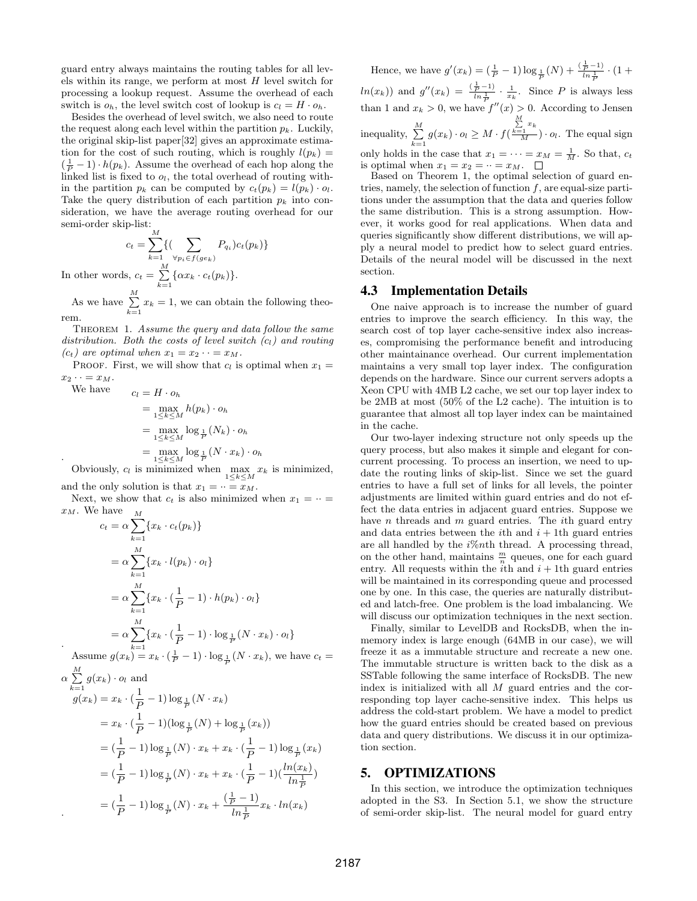guard entry always maintains the routing tables for all levels within its range, we perform at most $H$ level switch for processing a lookup request. Assume the overhead of each switch is $o_h$, the level switch cost of lookup is $c_l = H \cdot o_h$.

Besides the overhead of level switch, we also need to route the request along each level within the partition $p_k$. Luckily, the original skip-list paper[32] gives an approximate estimation for the cost of such routing, which is roughly $l(p_k) = (\frac{1}{P} - 1) \cdot h(p_k)$. Assume the overhead of each hop along the linked list is fixed to $o_l$, the total overhead of routing within the partition $p_k$ can be computed by $c_t(p_k) = l(p_k) \cdot o_l$. Take the query distribution of each partition $p_k$ into consideration, we have the average routing overhead for our semi-order skip-list:

$$c_t = \sum_{k=1}^{M} \{ ( \sum_{\forall p_i \in f(ge_k)} P_{q_i} ) c_t(p_k) \}$$

In other words, $c_t = \sum_{k=1}^{M} \{ \alpha x_k \cdot c_t(p_k) \}$.

As we have $\sum_{k=1}^{M} x_k = 1$, we can obtain the following theorem.

Theorem 1. *Assume the query and data follow the same distribution. Both the costs of level switch ($c_l$) and routing ($c_t$) are optimal when $x_1 = x_2 \cdots = x_M$.*

Proof. First, we will show that $c_l$ is optimal when $x_1 = x_2 \cdots = x_M$.

We have

$$\begin{aligned} c_l &= H \cdot o_h \\ &= \max_{1 \le k \le M} h(p_k) \cdot o_h \\ &= \max_{1 \le k \le M} \log_{\frac{1}{P}}(N_k) \cdot o_h \\ &= \max_{1 \le k \le M} \log_{\frac{1}{P}}(N \cdot x_k) \cdot o_h \end{aligned}$$

Obviously, $c_l$ is minimized when $\max_{1 \le k \le M} x_k$ is minimized, and the only solution is that $x_1 = \cdots = x_M$.

Next, we show that $c_t$ is also minimized when $x_1 = \cdots = x_M$. We have

$$\begin{aligned} c_t &= \alpha \sum_{k=1}^{M} \{ x_k \cdot c_t(p_k) \} \\ &= \alpha \sum_{k=1}^{M} \{ x_k \cdot l(p_k) \cdot o_l \} \\ &= \alpha \sum_{k=1}^{M} \{ x_k \cdot (\frac{1}{P} - 1) \cdot h(p_k) \cdot o_l \} \\ &= \alpha \sum_{k=1}^{M} \{ x_k \cdot (\frac{1}{P} - 1) \cdot \log_{\frac{1}{P}}(N \cdot x_k) \cdot o_l \} \end{aligned}$$

Assume $g(x_k) = x_k \cdot (\frac{1}{P} - 1) \cdot \log_{\frac{1}{P}}(N \cdot x_k)$, we have $c_t = \alpha \sum_{k=1}^{M} g(x_k) \cdot o_l$ and

$$\begin{aligned} g(x_k) &= x_k \cdot (\frac{1}{P} - 1) \log_{\frac{1}{P}}(N \cdot x_k) \\ &= x_k \cdot (\frac{1}{P} - 1)(\log_{\frac{1}{P}}(N) + \log_{\frac{1}{P}}(x_k)) \\ &= (\frac{1}{P} - 1) \log_{\frac{1}{P}}(N) \cdot x_k + x_k \cdot (\frac{1}{P} - 1) \log_{\frac{1}{P}}(x_k) \\ &= (\frac{1}{P} - 1) \log_{\frac{1}{P}}(N) \cdot x_k + x_k \cdot (\frac{1}{P} - 1)(\frac{ln(x_k)}{ln\frac{1}{P}}) \\ &= (\frac{1}{P} - 1) \log_{\frac{1}{P}}(N) \cdot x_k + \frac{(\frac{1}{P} - 1)}{ln\frac{1}{P}} x_k \cdot ln(x_k) \end{aligned}$$

Hence, we have $g'(x_k) = (\frac{1}{P} - 1) \log_{\frac{1}{P}}(N) + \frac{(\frac{1}{P}-1)}{ln\frac{1}{P}} \cdot (1 + ln(x_k))$ and $g''(x_k) = \frac{(\frac{1}{P}-1)}{ln\frac{1}{P}} \cdot \frac{1}{x_k}$. Since $P$ is always less than 1 and $x_k > 0$, we have $f''(x) > 0$. According to Jensen inequality, $\sum_{k=1}^{M} g(x_k) \cdot o_l \ge M \cdot f(\frac{\sum_{k=1}^{M} x_k}{M}) \cdot o_l$. The equal sign only holds in the case that $x_1 = \cdots = x_M = \frac{1}{M}$. So that, $c_t$ is optimal when $x_1 = x_2 = \cdots = x_M$. □

Based on Theorem 1, the optimal selection of guard entries, namely, the selection of function $f$, are equal-size partitions under the assumption that the data and queries follow the same distribution. This is a strong assumption. However, it works good for real applications. When data and queries significantly show different distributions, we will apply a neural model to predict how to select guard entries. Details of the neural model will be discussed in the next section.

### 4.3 Implementation Details

One naive approach is to increase the number of guard entries to improve the search efficiency. In this way, the search cost of top layer cache-sensitive index also increases, compromising the performance benefit and introducing other maintainance overhead. Our current implementation maintains a very small top layer index. The configuration depends on the hardware. Since our current servers adopts a Xeon CPU with 4MB L2 cache, we set our top layer index to be 2MB at most (50% of the L2 cache). The intuition is to guarantee that almost all top layer index can be maintained in the cache.

Our two-layer indexing structure not only speeds up the query process, but also makes it simple and elegant for concurrent processing. To process an insertion, we need to update the routing links of skip-list. Since we set the guard entries to have a full set of links for all levels, the pointer adjustments are limited within guard entries and do not effect the data entries in adjacent guard entries. Suppose we have $n$ threads and $m$ guard entries. The $i$th guard entry and data entries between the $i$th and $i+1$th guard entries are all handled by the $i\%n$th thread. A processing thread, on the other hand, maintains $\frac{m}{n}$ queues, one for each guard entry. All requests within the $i$th and $i+1$th guard entries will be maintained in its corresponding queue and processed one by one. In this case, the queries are naturally distributed and latch-free. One problem is the load imbalancing. We will discuss our optimization techniques in the next section.

Finally, similar to LevelDB and RocksDB, when the in-memory index is large enough (64MB in our case), we will freeze it as a immutable structure and recreate a new one. The immutable structure is written back to the disk as a SSTable following the same interface of RocksDB. The new index is initialized with all $M$ guard entries and the corresponding top layer cache-sensitive index. This helps us address the cold-start problem. We have a model to predict how the guard entries should be created based on previous data and query distributions. We discuss it in our optimization section.

## 5. OPTIMIZATIONS

In this section, we introduce the optimization techniques adopted in the S3. In Section 5.1, we show the structure of semi-order skip-list. The neural model for guard entry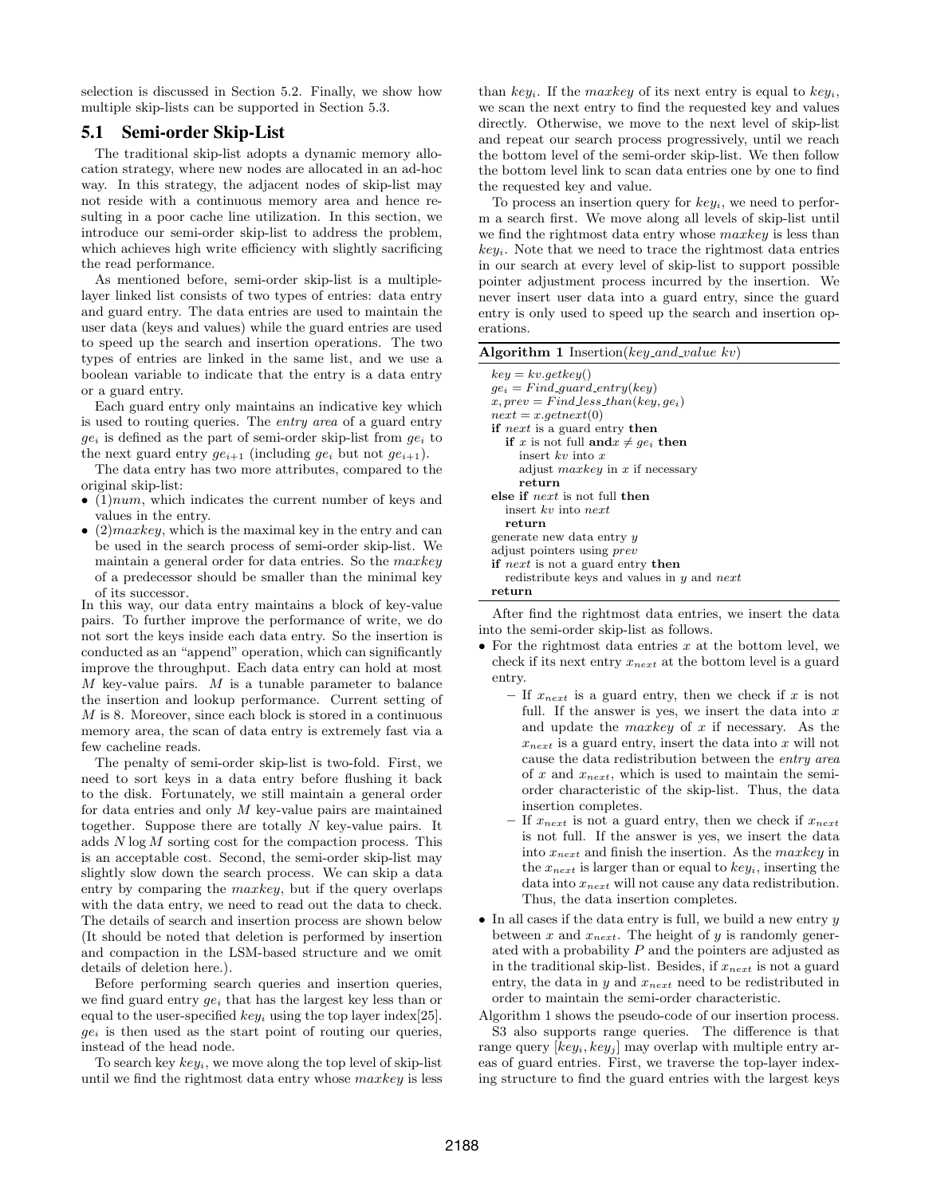selection is discussed in Section 5.2. Finally, we show how multiple skip-lists can be supported in Section 5.3.

## 5.1 Semi-order Skip-List

The traditional skip-list adopts a dynamic memory allocation strategy, where new nodes are allocated in an ad-hoc way. In this strategy, the adjacent nodes of skip-list may not reside with a continuous memory area and hence resulting in a poor cache line utilization. In this section, we introduce our semi-order skip-list to address the problem, which achieves high write efficiency with slightly sacrificing the read performance.

As mentioned before, semi-order skip-list is a multiple-layer linked list consists of two types of entries: data entry and guard entry. The data entries are used to maintain the user data (keys and values) while the guard entries are used to speed up the search and insertion operations. The two types of entries are linked in the same list, and we use a boolean variable to indicate that the entry is a data entry or a guard entry.

Each guard entry only maintains an indicative key which is used to routing queries. The *entry area* of a guard entry $ge_i$ is defined as the part of semi-order skip-list from $ge_i$ to the next guard entry $ge_{i+1}$ (including $ge_i$ but not $ge_{i+1}$).

The data entry has two more attributes, compared to the original skip-list:

- (1)$num$, which indicates the current number of keys and values in the entry.
- (2)$maxkey$, which is the maximal key in the entry and can be used in the search process of semi-order skip-list. We maintain a general order for data entries. So the $maxkey$ of a predecessor should be smaller than the minimal key of its successor.

In this way, our data entry maintains a block of key-value pairs. To further improve the performance of write, we do not sort the keys inside each data entry. So the insertion is conducted as an "append" operation, which can significantly improve the throughput. Each data entry can hold at most $M$ key-value pairs. $M$ is a tunable parameter to balance the insertion and lookup performance. Current setting of $M$ is 8. Moreover, since each block is stored in a continuous memory area, the scan of data entry is extremely fast via a few cacheline reads.

The penalty of semi-order skip-list is two-fold. First, we need to sort keys in a data entry before flushing it back to the disk. Fortunately, we still maintain a general order for data entries and only $M$ key-value pairs are maintained together. Suppose there are totally $N$ key-value pairs. It adds $N \log M$ sorting cost for the compaction process. This is an acceptable cost. Second, the semi-order skip-list may slightly slow down the search process. We can skip a data entry by comparing the $maxkey$, but if the query overlaps with the data entry, we need to read out the data to check. The details of search and insertion process are shown below (It should be noted that deletion is performed by insertion and compaction in the LSM-based structure and we omit details of deletion here.).

Before performing search queries and insertion queries, we find guard entry $ge_i$ that has the largest key less than or equal to the user-specified $key_i$ using the top layer index[25]. $ge_i$ is then used as the start point of routing our queries, instead of the head node.

To search key $key_i$, we move along the top level of skip-list until we find the rightmost data entry whose $maxkey$ is less than $key_i$. If the $maxkey$ of its next entry is equal to $key_i$, we scan the next entry to find the requested key and values directly. Otherwise, we move to the next level of skip-list and repeat our search process progressively, until we reach the bottom level of the semi-order skip-list. We then follow the bottom level link to scan data entries one by one to find the requested key and value.

To process an insertion query for $key_i$, we need to perform a search first. We move along all levels of skip-list until we find the rightmost data entry whose $maxkey$ is less than $key_i$. Note that we need to trace the rightmost data entries in our search at every level of skip-list to support possible pointer adjustment process incurred by the insertion. We never insert user data into a guard entry, since the guard entry is only used to speed up the search and insertion operations.

**Algorithm 1** Insertion(*key_and_value kv*)

```
key = kv.getkey()
ge_i = Find_guard_entry(key)
x, prev = Find_less_than(key, ge_i)
next = x.getnext(0)
if next is a guard entry then
    if x is not full and x ≠ ge_i then
        insert kv into x
        adjust maxkey in x if necessary
        return
else if next is not full then
    insert kv into next
    return
generate new data entry y
adjust pointers using prev
if next is not a guard entry then
    redistribute keys and values in y and next
return
```

After find the rightmost data entries, we insert the data into the semi-order skip-list as follows.

- For the rightmost data entries $x$ at the bottom level, we check if its next entry $x_{next}$ at the bottom level is a guard entry.
  - If $x_{next}$ is a guard entry, then we check if $x$ is not full. If the answer is yes, we insert the data into $x$ and update the $maxkey$ of $x$ if necessary. As the $x_{next}$ is a guard entry, insert the data into $x$ will not cause the data redistribution between the *entry area* of $x$ and $x_{next}$, which is used to maintain the semi-order characteristic of the skip-list. Thus, the data insertion completes.
  - If $x_{next}$ is not a guard entry, then we check if $x_{next}$ is not full. If the answer is yes, we insert the data into $x_{next}$ and finish the insertion. As the $maxkey$ in the $x_{next}$ is larger than or equal to $key_i$, inserting the data into $x_{next}$ will not cause any data redistribution. Thus, the data insertion completes.
- In all cases if the data entry is full, we build a new entry $y$ between $x$ and $x_{next}$. The height of $y$ is randomly generated with a probability $P$ and the pointers are adjusted as in the traditional skip-list. Besides, if $x_{next}$ is not a guard entry, the data in $y$ and $x_{next}$ need to be redistributed in order to maintain the semi-order characteristic.

Algorithm 1 shows the pseudo-code of our insertion process.

S3 also supports range queries. The difference is that range query $[key_i, key_j]$ may overlap with multiple entry areas of guard entries. First, we traverse the top-layer indexing structure to find the guard entries with the largest keys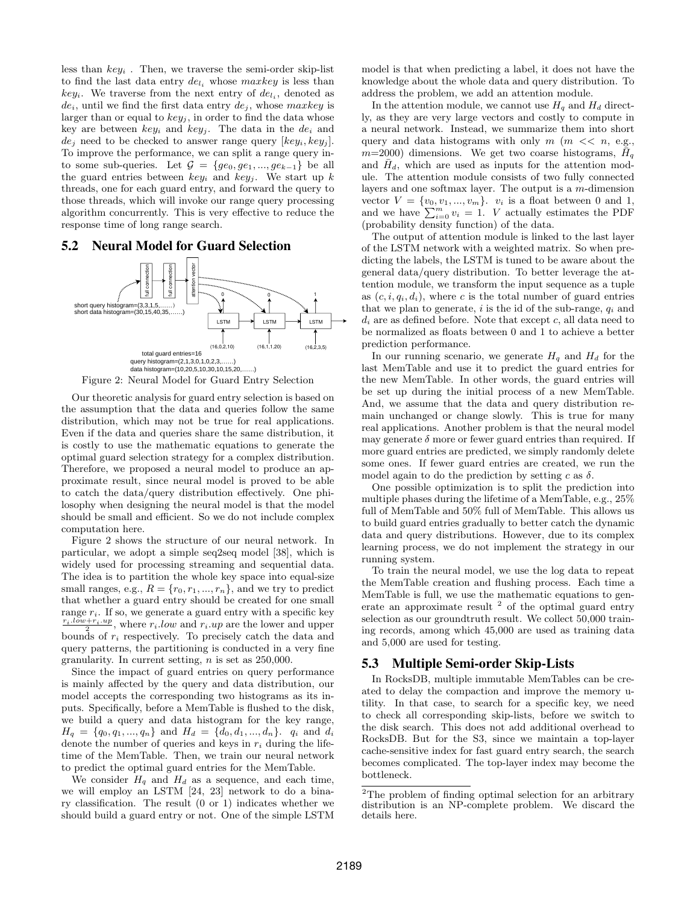less than $key_i$ . Then, we traverse the semi-order skip-list to find the last data entry $de_{l_i}$ whose $maxkey$ is less than $key_i$. We traverse from the next entry of $de_{l_i}$, denoted as $de_i$, until we find the first data entry $de_j$, whose $maxkey$ is larger than or equal to $key_j$, in order to find the data whose key are between $key_i$ and $key_j$. The data in the $de_i$ and $de_j$ need to be checked to answer range query $[key_i, key_j]$. To improve the performance, we can split a range query into some sub-queries. Let $\mathcal{G} = \{ge_0, ge_1, ..., ge_{k-1}\}$ be all the guard entries between $key_i$ and $key_j$. We start up $k$ threads, one for each guard entry, and forward the query to those threads, which will invoke our range query processing algorithm concurrently. This is very effective to reduce the response time of long range search.

## 5.2 Neural Model for Guard Selection

Figure 2: Neural Model for Guard Entry Selection

Our theoretic analysis for guard entry selection is based on the assumption that the data and queries follow the same distribution, which may not be true for real applications. Even if the data and queries share the same distribution, it is costly to use the mathematic equations to generate the optimal guard selection strategy for a complex distribution. Therefore, we proposed a neural model to produce an approximate result, since neural model is proved to be able to catch the data/query distribution effectively. One philosophy when designing the neural model is that the model should be small and efficient. So we do not include complex computation here.

Figure 2 shows the structure of our neural network. In particular, we adopt a simple seq2seq model [38], which is widely used for processing streaming and sequential data. The idea is to partition the whole key space into equal-size small ranges, e.g., $R = \{r_0, r_1, ..., r_n\}$, and we try to predict that whether a guard entry should be created for one small range $r_i$. If so, we generate a guard entry with a specific key $\frac{r_i.low + r_i.up}{2}$, where $r_i.low$ and $r_i.up$ are the lower and upper bounds of $r_i$ respectively. To precisely catch the data and query patterns, the partitioning is conducted in a very fine granularity. In current setting, $n$ is set as 250,000.

Since the impact of guard entries on query performance is mainly affected by the query and data distribution, our model accepts the corresponding two histograms as its inputs. Specifically, before a MemTable is flushed to the disk, we build a query and data histogram for the key range, $H_q = \{q_0, q_1, ..., q_n\}$ and $H_d = \{d_0, d_1, ..., d_n\}$. $q_i$ and $d_i$ denote the number of queries and keys in $r_i$ during the lifetime of the MemTable. Then, we train our neural network to predict the optimal guard entries for the MemTable.

We consider $H_q$ and $H_d$ as a sequence, and each time, we will employ an LSTM [24, 23] network to do a binary classification. The result (0 or 1) indicates whether we should build a guard entry or not. One of the simple LSTM model is that when predicting a label, it does not have the knowledge about the whole data and query distribution. To address the problem, we add an attention module.

In the attention module, we cannot use $H_q$ and $H_d$ directly, as they are very large vectors and costly to compute in a neural network. Instead, we summarize them into short query and data histograms with only $m$ ($m << n$, e.g., $m$=2000) dimensions. We get two coarse histograms, $\bar{H}_q$ and $\bar{H}_d$, which are used as inputs for the attention module. The attention module consists of two fully connected layers and one softmax layer. The output is a $m$-dimension vector $V = \{v_0, v_1, ..., v_m\}$. $v_i$ is a float between 0 and 1, and we have $\sum_{i=0}^{m} v_i = 1$. $V$ actually estimates the PDF (probability density function) of the data.

The output of attention module is linked to the last layer of the LSTM network with a weighted matrix. So when predicting the labels, the LSTM is tuned to be aware about the general data/query distribution. To better leverage the attention module, we transform the input sequence as a tuple as $(c, i, q_i, d_i)$, where $c$ is the total number of guard entries that we plan to generate, $i$ is the id of the sub-range, $q_i$ and $d_i$ are as defined before. Note that except $c$, all data need to be normalized as floats between 0 and 1 to achieve a better prediction performance.

In our running scenario, we generate $H_q$ and $H_d$ for the last MemTable and use it to predict the guard entries for the new MemTable. In other words, the guard entries will be set up during the initial process of a new MemTable. And, we assume that the data and query distribution remain unchanged or change slowly. This is true for many real applications. Another problem is that the neural model may generate $\delta$ more or fewer guard entries than required. If more guard entries are predicted, we simply randomly delete some ones. If fewer guard entries are created, we run the model again to do the prediction by setting $c$ as $\delta$.

One possible optimization is to split the prediction into multiple phases during the lifetime of a MemTable, e.g., 25% full of MemTable and 50% full of MemTable. This allows us to build guard entries gradually to better catch the dynamic data and query distributions. However, due to its complex learning process, we do not implement the strategy in our running system.

To train the neural model, we use the log data to repeat the MemTable creation and flushing process. Each time a MemTable is full, we use the mathematic equations to generate an approximate result [2] of the optimal guard entry selection as our groundtruth result. We collect 50,000 training records, among which 45,000 are used as training data and 5,000 are used for testing.

## 5.3 Multiple Semi-order Skip-Lists

In RocksDB, multiple immutable MemTables can be created to delay the compaction and improve the memory utility. In that case, to search for a specific key, we need to check all corresponding skip-lists, before we switch to the disk search. This does not add additional overhead to RocksDB. But for the S3, since we maintain a top-layer cache-sensitive index for fast guard entry search, the search becomes complicated. The top-layer index may become the bottleneck.

[2] The problem of finding optimal selection for an arbitrary distribution is an NP-complete problem. We discard the details here.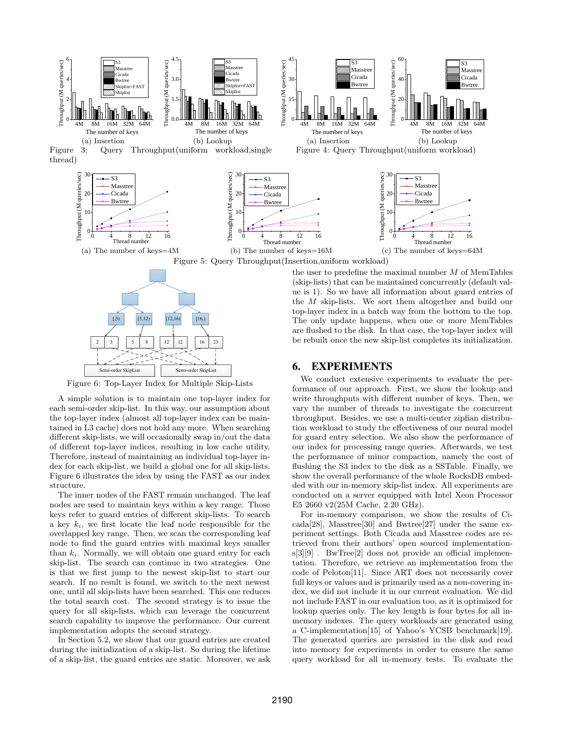Figure 3: Query Throughput(uniform workload,single thread)

Figure 4: Query Throughput(uniform workload)

Figure 5: Query Throughput(Insertion,uniform workload)

Figure 6: Top-Layer Index for Multiple Skip-Lists

A simple solution is to maintain one top-layer index for each semi-order skip-list. In this way, our assumption about the top-layer index (almost all top-layer index can be maintained in L3 cache) does not hold any more. When searching different skip-lists, we will occasionally swap in/out the data of different top-layer indices, resulting in low cache utility. Therefore, instead of maintaining an individual top-layer index for each skip-list, we build a global one for all skip-lists. Figure 6 illustrates the idea by using the FAST as our index structure.

The inner nodes of the FAST remain unchanged. The leaf nodes are used to maintain keys within a key range. Those keys refer to guard entries of different skip-lists. To search a key $k_i$, we first locate the leaf node responsible for the overlapped key range. Then, we scan the corresponding leaf node to find the guard entries with maximal keys smaller than $k_i$. Normally, we will obtain one guard entry for each skip-list. The search can continue in two strategies. One is that we first jump to the newest skip-list to start our search. If no result is found, we switch to the next newest one, until all skip-lists have been searched. This one reduces the total search cost. The second strategy is to issue the query for all skip-lists, which can leverage the concurrent search capability to improve the performance. Our current implementation adopts the second strategy.

In Section 5.2, we show that our guard entries are created during the initialization of a skip-list. So during the lifetime of a skip-list, the guard entries are static. Moreover, we ask the user to predefine the maximal number $M$ of MemTables (skip-lists) that can be maintained concurrently (default value is 1). So we have all information about guard entries of the $M$ skip-lists. We sort them altogether and build our top-layer index in a batch way from the bottom to the top. The only update happens, when one or more MemTables are flushed to the disk. In that case, the top-layer index will be rebuilt once the new skip-list completes its initialization.

# 6. EXPERIMENTS

We conduct extensive experiments to evaluate the performance of our approach. First, we show the lookup and write throughputs with different number of keys. Then, we vary the number of threads to investigate the concurrent throughput. Besides, we use a multi-center zipfian distribution workload to study the effectiveness of our neural model for guard entry selection. We also show the performance of our index for processing range queries. Afterwards, we test the performance of minor compaction, namely the cost of flushing the S3 index to the disk as a SSTable. Finally, we show the overall performance of the whole RocksDB embedded with our in-memory skip-list index. All experiments are conducted on a server equipped with Intel Xeon Processor E5 2660 v2(25M Cache, 2.20 GHz).

For in-memory comparison, we show the results of Cicada[28], Masstree[30] and Bwtree[27] under the same experiment settings. Both Cicada and Masstree codes are retrieved from their authors' open sourced implementations[3][9] . BwTree[2] does not provide an official implementation. Therefore, we retrieve an implementation from the code of Peloton[11]. Since ART does not necessarily cover full keys or values and is primarily used as a non-covering index, we did not include it in our current evaluation. We did not include FAST in our evaluation too, as it is optimized for lookup queries only. The key length is four bytes for all in-memory indexes. The query workloads are generated using a C-implementation[15] of Yahoo's YCSB benchmark[19]. The generated queries are persisted in the disk and read into memory for experiments in order to ensure the same query workload for all in-memory tests. To evaluate the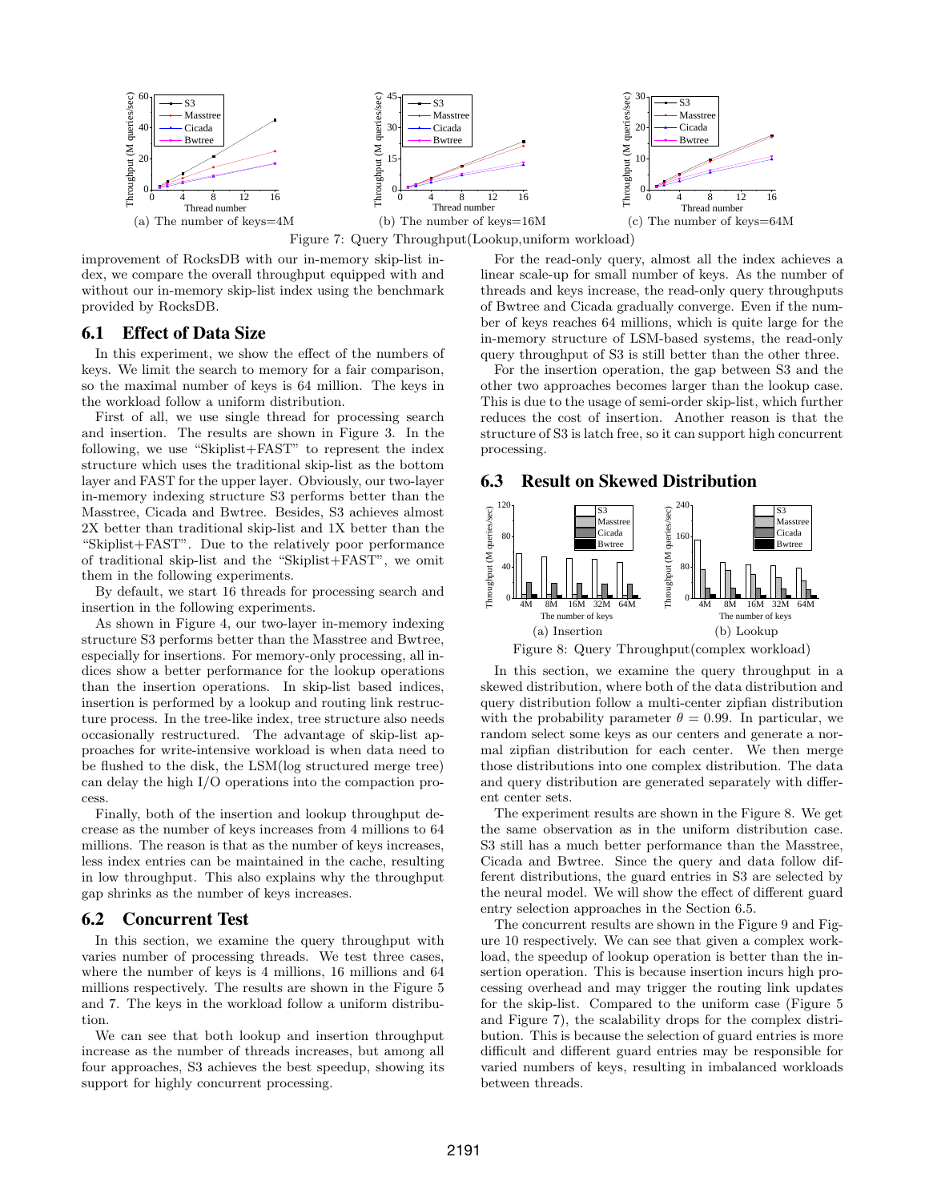Figure 7: Query Throughput(Lookup,uniform workload)

(a) The number of keys=4M

(b) The number of keys=16M

(c) The number of keys=64M

improvement of RocksDB with our in-memory skip-list index, we compare the overall throughput equipped with and without our in-memory skip-list index using the benchmark provided by RocksDB.

## 6.1 Effect of Data Size

In this experiment, we show the effect of the numbers of keys. We limit the search to memory for a fair comparison, so the maximal number of keys is 64 million. The keys in the workload follow a uniform distribution.

First of all, we use single thread for processing search and insertion. The results are shown in Figure 3. In the following, we use "Skiplist+FAST" to represent the index structure which uses the traditional skip-list as the bottom layer and FAST for the upper layer. Obviously, our two-layer in-memory indexing structure S3 performs better than the Masstree, Cicada and Bwtree. Besides, S3 achieves almost 2X better than traditional skip-list and 1X better than the "Skiplist+FAST". Due to the relatively poor performance of traditional skip-list and the "Skiplist+FAST", we omit them in the following experiments.

By default, we start 16 threads for processing search and insertion in the following experiments.

As shown in Figure 4, our two-layer in-memory indexing structure S3 performs better than the Masstree and Bwtree, especially for insertions. For memory-only processing, all indices show a better performance for the lookup operations than the insertion operations. In skip-list based indices, insertion is performed by a lookup and routing link restructure process. In the tree-like index, tree structure also needs occasionally restructured. The advantage of skip-list approaches for write-intensive workload is when data need to be flushed to the disk, the LSM(log structured merge tree) can delay the high I/O operations into the compaction process.

Finally, both of the insertion and lookup throughput decrease as the number of keys increases from 4 millions to 64 millions. The reason is that as the number of keys increases, less index entries can be maintained in the cache, resulting in low throughput. This also explains why the throughput gap shrinks as the number of keys increases.

## 6.2 Concurrent Test

In this section, we examine the query throughput with varies number of processing threads. We test three cases, where the number of keys is 4 millions, 16 millions and 64 millions respectively. The results are shown in the Figure 5 and 7. The keys in the workload follow a uniform distribution.

We can see that both lookup and insertion throughput increase as the number of threads increases, but among all four approaches, S3 achieves the best speedup, showing its support for highly concurrent processing.

For the read-only query, almost all the index achieves a linear scale-up for small number of keys. As the number of threads and keys increase, the read-only query throughputs of Bwtree and Cicada gradually converge. Even if the number of keys reaches 64 millions, which is quite large for the in-memory structure of LSM-based systems, the read-only query throughput of S3 is still better than the other three.

For the insertion operation, the gap between S3 and the other two approaches becomes larger than the lookup case. This is due to the usage of semi-order skip-list, which further reduces the cost of insertion. Another reason is that the structure of S3 is latch free, so it can support high concurrent processing.

## 6.3 Result on Skewed Distribution

(a) Insertion

(b) Lookup

Figure 8: Query Throughput(complex workload)

In this section, we examine the query throughput in a skewed distribution, where both of the data distribution and query distribution follow a multi-center zipfian distribution with the probability parameter $\theta = 0.99$. In particular, we random select some keys as our centers and generate a normal zipfian distribution for each center. We then merge those distributions into one complex distribution. The data and query distribution are generated separately with different center sets.

The experiment results are shown in the Figure 8. We get the same observation as in the uniform distribution case. S3 still has a much better performance than the Masstree, Cicada and Bwtree. Since the query and data follow different distributions, the guard entries in S3 are selected by the neural model. We will show the effect of different guard entry selection approaches in the Section 6.5.

The concurrent results are shown in the Figure 9 and Figure 10 respectively. We can see that given a complex workload, the speedup of lookup operation is better than the insertion operation. This is because insertion incurs high processing overhead and may trigger the routing link updates for the skip-list. Compared to the uniform case (Figure 5 and Figure 7), the scalability drops for the complex distribution. This is because the selection of guard entries is more difficult and different guard entries may be responsible for varied numbers of keys, resulting in imbalanced workloads between threads.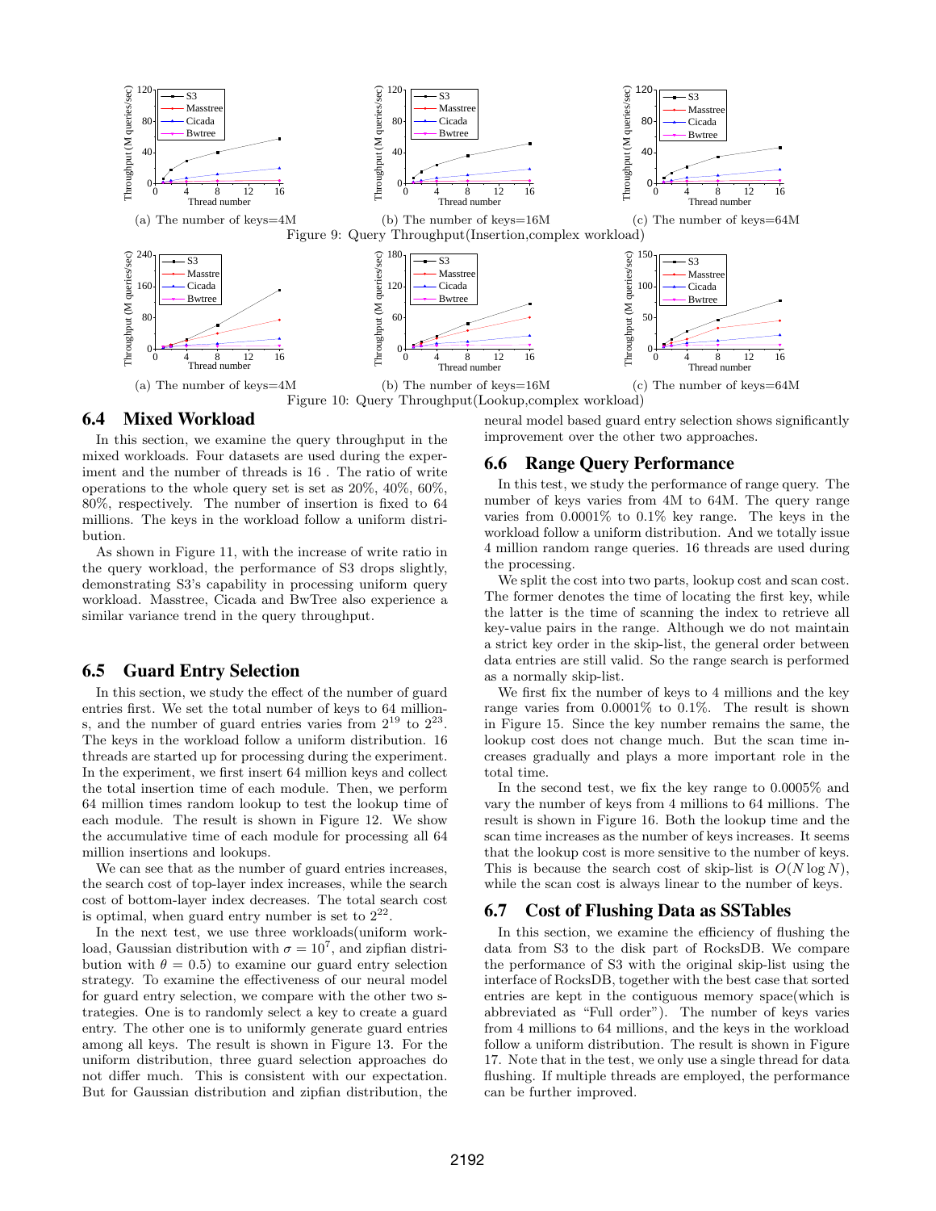(a) The number of keys=4M (b) The number of keys=16M (c) The number of keys=64M

Figure 9: Query Throughput(Insertion,complex workload)

(a) The number of keys=4M (b) The number of keys=16M (c) The number of keys=64M

Figure 10: Query Throughput(Lookup,complex workload)

### 6.4 Mixed Workload

In this section, we examine the query throughput in the mixed workloads. Four datasets are used during the experiment and the number of threads is 16 . The ratio of write operations to the whole query set is set as 20%, 40%, 60%, 80%, respectively. The number of insertion is fixed to 64 millions. The keys in the workload follow a uniform distribution.

As shown in Figure 11, with the increase of write ratio in the query workload, the performance of S3 drops slightly, demonstrating S3's capability in processing uniform query workload. Masstree, Cicada and BwTree also experience a similar variance trend in the query throughput.

### 6.5 Guard Entry Selection

In this section, we study the effect of the number of guard entries first. We set the total number of keys to 64 millions, and the number of guard entries varies from $2^{19}$ to $2^{23}$. The keys in the workload follow a uniform distribution. 16 threads are started up for processing during the experiment. In the experiment, we first insert 64 million keys and collect the total insertion time of each module. Then, we perform 64 million times random lookup to test the lookup time of each module. The result is shown in Figure 12. We show the accumulative time of each module for processing all 64 million insertions and lookups.

We can see that as the number of guard entries increases, the search cost of top-layer index increases, while the search cost of bottom-layer index decreases. The total search cost is optimal, when guard entry number is set to $2^{22}$.

In the next test, we use three workloads(uniform workload, Gaussian distribution with $\sigma = 10^7$, and zipfian distribution with $\theta = 0.5$) to examine our guard entry selection strategy. To examine the effectiveness of our neural model for guard entry selection, we compare with the other two strategies. One is to randomly select a key to create a guard entry. The other one is to uniformly generate guard entries among all keys. The result is shown in Figure 13. For the uniform distribution, three guard selection approaches do not differ much. This is consistent with our expectation. But for Gaussian distribution and zipfian distribution, the neural model based guard entry selection shows significantly improvement over the other two approaches.

### 6.6 Range Query Performance

In this test, we study the performance of range query. The number of keys varies from 4M to 64M. The query range varies from 0.0001% to 0.1% key range. The keys in the workload follow a uniform distribution. And we totally issue 4 million random range queries. 16 threads are used during the processing.

We split the cost into two parts, lookup cost and scan cost. The former denotes the time of locating the first key, while the latter is the time of scanning the index to retrieve all key-value pairs in the range. Although we do not maintain a strict key order in the skip-list, the general order between data entries are still valid. So the range search is performed as a normally skip-list.

We first fix the number of keys to 4 millions and the key range varies from 0.0001% to 0.1%. The result is shown in Figure 15. Since the key number remains the same, the lookup cost does not change much. But the scan time increases gradually and plays a more important role in the total time.

In the second test, we fix the key range to 0.0005% and vary the number of keys from 4 millions to 64 millions. The result is shown in Figure 16. Both the lookup time and the scan time increases as the number of keys increases. It seems that the lookup cost is more sensitive to the number of keys. This is because the search cost of skip-list is $O(N \log N)$, while the scan cost is always linear to the number of keys.

### 6.7 Cost of Flushing Data as SSTables

In this section, we examine the efficiency of flushing the data from S3 to the disk part of RocksDB. We compare the performance of S3 with the original skip-list using the interface of RocksDB, together with the best case that sorted entries are kept in the contiguous memory space(which is abbreviated as "Full order"). The number of keys varies from 4 millions to 64 millions, and the keys in the workload follow a uniform distribution. The result is shown in Figure 17. Note that in the test, we only use a single thread for data flushing. If multiple threads are employed, the performance can be further improved.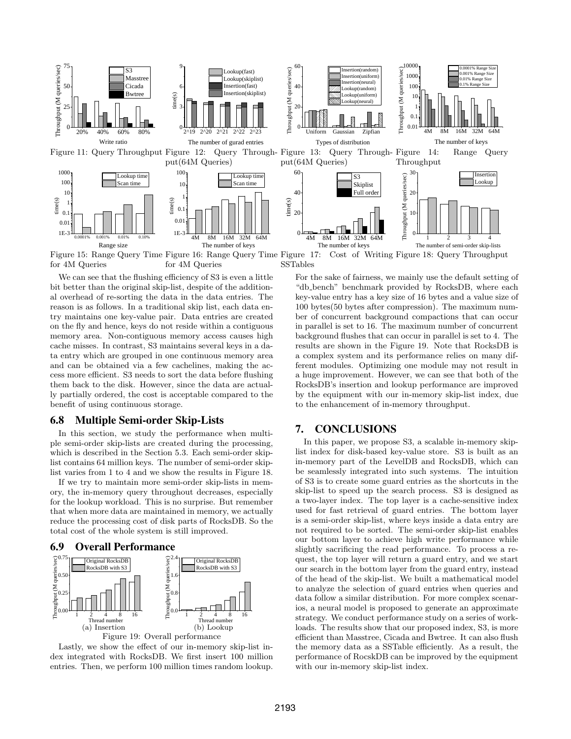Figure 11: Query Throughput

Figure 12: Query Throughput(64M Queries)

Figure 13: Query Throughput(64M Queries)

Figure 14: Range Query Throughput

Figure 15: Range Query Time for 4M Queries

Figure 16: Range Query Time for 4M Queries

Figure 17: Cost of Writing SSTables

Figure 18: Query Throughput

We can see that the flushing efficiency of S3 is even a little bit better than the original skip-list, despite of the additional overhead of re-sorting the data in the data entries. The reason is as follows. In a traditional skip list, each data entry maintains one key-value pair. Data entries are created on the fly and hence, keys do not reside within a contiguous memory area. Non-contiguous memory access causes high cache misses. In contrast, S3 maintains several keys in a data entry which are grouped in one continuous memory area and can be obtained via a few cachelines, making the access more efficient. S3 needs to sort the data before flushing them back to the disk. However, since the data are actually partially ordered, the cost is acceptable compared to the benefit of using continuous storage.

## 6.8 Multiple Semi-order Skip-Lists

In this section, we study the performance when multiple semi-order skip-lists are created during the processing, which is described in the Section 5.3. Each semi-order skip-list contains 64 million keys. The number of semi-order skip-list varies from 1 to 4 and we show the results in Figure 18.

If we try to maintain more semi-order skip-lists in memory, the in-memory query throughout decreases, especially for the lookup workload. This is no surprise. But remember that when more data are maintained in memory, we actually reduce the processing cost of disk parts of RocksDB. So the total cost of the whole system is still improved.

## 6.9 Overall Performance

(a) Insertion

(b) Lookup

Figure 19: Overall performance

Lastly, we show the effect of our in-memory skip-list index integrated with RocksDB. We first insert 100 million entries. Then, we perform 100 million times random lookup. For the sake of fairness, we mainly use the default setting of "db_bench" benchmark provided by RocksDB, where each key-value entry has a key size of 16 bytes and a value size of 100 bytes(50 bytes after compression). The maximum number of concurrent background compactions that can occur in parallel is set to 16. The maximum number of concurrent background flushes that can occur in parallel is set to 4. The results are shown in the Figure 19. Note that RocksDB is a complex system and its performance relies on many different modules. Optimizing one module may not result in a huge improvement. However, we can see that both of the RocksDB's insertion and lookup performance are improved by the equipment with our in-memory skip-list index, due to the enhancement of in-memory throughput.

# 7. CONCLUSIONS

In this paper, we propose S3, a scalable in-memory skip-list index for disk-based key-value store. S3 is built as an in-memory part of the LevelDB and RocksDB, which can be seamlessly integrated into such systems. The intuition of S3 is to create some guard entries as the shortcuts in the skip-list to speed up the search process. S3 is designed as a two-layer index. The top layer is a cache-sensitive index used for fast retrieval of guard entries. The bottom layer is a semi-order skip-list, where keys inside a data entry are not required to be sorted. The semi-order skip-list enables our bottom layer to achieve high write performance while slightly sacrificing the read performance. To process a request, the top layer will return a guard entry, and we start our search in the bottom layer from the guard entry, instead of the head of the skip-list. We built a mathematical model to analyze the selection of guard entries when queries and data follow a similar distribution. For more complex scenarios, a neural model is proposed to generate an approximate strategy. We conduct performance study on a series of workloads. The results show that our proposed index, S3, is more efficient than Masstree, Cicada and Bwtree. It can also flush the memory data as a SSTable efficiently. As a result, the performance of RocskDB can be improved by the equipment with our in-memory skip-list index.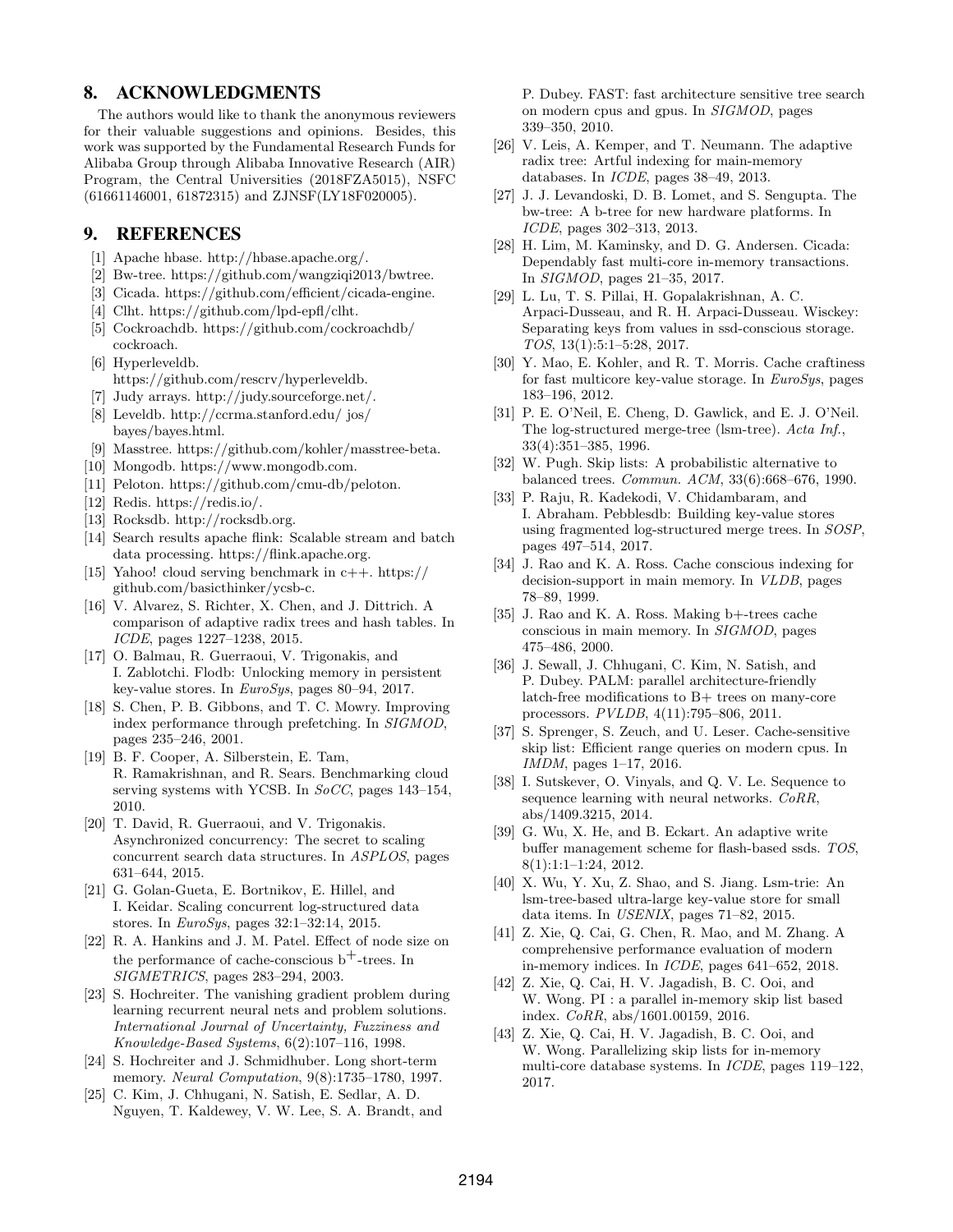## 8. ACKNOWLEDGMENTS

The authors would like to thank the anonymous reviewers for their valuable suggestions and opinions. Besides, this work was supported by the Fundamental Research Funds for Alibaba Group through Alibaba Innovative Research (AIR) Program, the Central Universities (2018FZA5015), NSFC (61661146001, 61872315) and ZJNSF(LY18F020005).

## 9. REFERENCES

- [1] Apache hbase. http://hbase.apache.org/.
- [2] Bw-tree. https://github.com/wangziqi2013/bwtree.
- [3] Cicada. https://github.com/efficient/cicada-engine.
- [4] Clht. https://github.com/lpd-epfl/clht.
- [5] Cockroachdb. https://github.com/cockroachdb/cockroach.
- [6] Hyperleveldb. https://github.com/rescrv/hyperleveldb.
- [7] Judy arrays. http://judy.sourceforge.net/.
- [8] Leveldb. http://ccrma.stanford.edu/ jos/bayes/bayes.html.
- [9] Masstree. https://github.com/kohler/masstree-beta.
- [10] Mongodb. https://www.mongodb.com.
- [11] Peloton. https://github.com/cmu-db/peloton.
- [12] Redis. https://redis.io/.
- [13] Rocksdb. http://rocksdb.org.
- [14] Search results apache flink: Scalable stream and batch data processing. https://flink.apache.org.
- [15] Yahoo! cloud serving benchmark in c++. https://github.com/basicthinker/ycsb-c.
- [16] V. Alvarez, S. Richter, X. Chen, and J. Dittrich. A comparison of adaptive radix trees and hash tables. In *ICDE*, pages 1227–1238, 2015.
- [17] O. Balmau, R. Guerraoui, V. Trigonakis, and I. Zablotchi. Flodb: Unlocking memory in persistent key-value stores. In *EuroSys*, pages 80–94, 2017.
- [18] S. Chen, P. B. Gibbons, and T. C. Mowry. Improving index performance through prefetching. In *SIGMOD*, pages 235–246, 2001.
- [19] B. F. Cooper, A. Silberstein, E. Tam, R. Ramakrishnan, and R. Sears. Benchmarking cloud serving systems with YCSB. In *SoCC*, pages 143–154, 2010.
- [20] T. David, R. Guerraoui, and V. Trigonakis. Asynchronized concurrency: The secret to scaling concurrent search data structures. In *ASPLOS*, pages 631–644, 2015.
- [21] G. Golan-Gueta, E. Bortnikov, E. Hillel, and I. Keidar. Scaling concurrent log-structured data stores. In *EuroSys*, pages 32:1–32:14, 2015.
- [22] R. A. Hankins and J. M. Patel. Effect of node size on the performance of cache-conscious $b^+$-trees. In *SIGMETRICS*, pages 283–294, 2003.
- [23] S. Hochreiter. The vanishing gradient problem during learning recurrent neural nets and problem solutions. *International Journal of Uncertainty, Fuzziness and Knowledge-Based Systems*, 6(2):107–116, 1998.
- [24] S. Hochreiter and J. Schmidhuber. Long short-term memory. *Neural Computation*, 9(8):1735–1780, 1997.
- [25] C. Kim, J. Chhugani, N. Satish, E. Sedlar, A. D. Nguyen, T. Kaldewey, V. W. Lee, S. A. Brandt, and P. Dubey. FAST: fast architecture sensitive tree search on modern cpus and gpus. In *SIGMOD*, pages 339–350, 2010.
- [26] V. Leis, A. Kemper, and T. Neumann. The adaptive radix tree: Artful indexing for main-memory databases. In *ICDE*, pages 38–49, 2013.
- [27] J. J. Levandoski, D. B. Lomet, and S. Sengupta. The bw-tree: A b-tree for new hardware platforms. In *ICDE*, pages 302–313, 2013.
- [28] H. Lim, M. Kaminsky, and D. G. Andersen. Cicada: Dependably fast multi-core in-memory transactions. In *SIGMOD*, pages 21–35, 2017.
- [29] L. Lu, T. S. Pillai, H. Gopalakrishnan, A. C. Arpaci-Dusseau, and R. H. Arpaci-Dusseau. Wisckey: Separating keys from values in ssd-conscious storage. *TOS*, 13(1):5:1–5:28, 2017.
- [30] Y. Mao, E. Kohler, and R. T. Morris. Cache craftiness for fast multicore key-value storage. In *EuroSys*, pages 183–196, 2012.
- [31] P. E. O'Neil, E. Cheng, D. Gawlick, and E. J. O'Neil. The log-structured merge-tree (lsm-tree). *Acta Inf.*, 33(4):351–385, 1996.
- [32] W. Pugh. Skip lists: A probabilistic alternative to balanced trees. *Commun. ACM*, 33(6):668–676, 1990.
- [33] P. Raju, R. Kadekodi, V. Chidambaram, and I. Abraham. Pebblesdb: Building key-value stores using fragmented log-structured merge trees. In *SOSP*, pages 497–514, 2017.
- [34] J. Rao and K. A. Ross. Cache conscious indexing for decision-support in main memory. In *VLDB*, pages 78–89, 1999.
- [35] J. Rao and K. A. Ross. Making b+-trees cache conscious in main memory. In *SIGMOD*, pages 475–486, 2000.
- [36] J. Sewall, J. Chhugani, C. Kim, N. Satish, and P. Dubey. PALM: parallel architecture-friendly latch-free modifications to B+ trees on many-core processors. *PVLDB*, 4(11):795–806, 2011.
- [37] S. Sprenger, S. Zeuch, and U. Leser. Cache-sensitive skip list: Efficient range queries on modern cpus. In *IMDM*, pages 1–17, 2016.
- [38] I. Sutskever, O. Vinyals, and Q. V. Le. Sequence to sequence learning with neural networks. *CoRR*, abs/1409.3215, 2014.
- [39] G. Wu, X. He, and B. Eckart. An adaptive write buffer management scheme for flash-based ssds. *TOS*, 8(1):1:1–1:24, 2012.
- [40] X. Wu, Y. Xu, Z. Shao, and S. Jiang. Lsm-trie: An lsm-tree-based ultra-large key-value store for small data items. In *USENIX*, pages 71–82, 2015.
- [41] Z. Xie, Q. Cai, G. Chen, R. Mao, and M. Zhang. A comprehensive performance evaluation of modern in-memory indices. In *ICDE*, pages 641–652, 2018.
- [42] Z. Xie, Q. Cai, H. V. Jagadish, B. C. Ooi, and W. Wong. PI : a parallel in-memory skip list based index. *CoRR*, abs/1601.00159, 2016.
- [43] Z. Xie, Q. Cai, H. V. Jagadish, B. C. Ooi, and W. Wong. Parallelizing skip lists for in-memory multi-core database systems. In *ICDE*, pages 119–122, 2017.